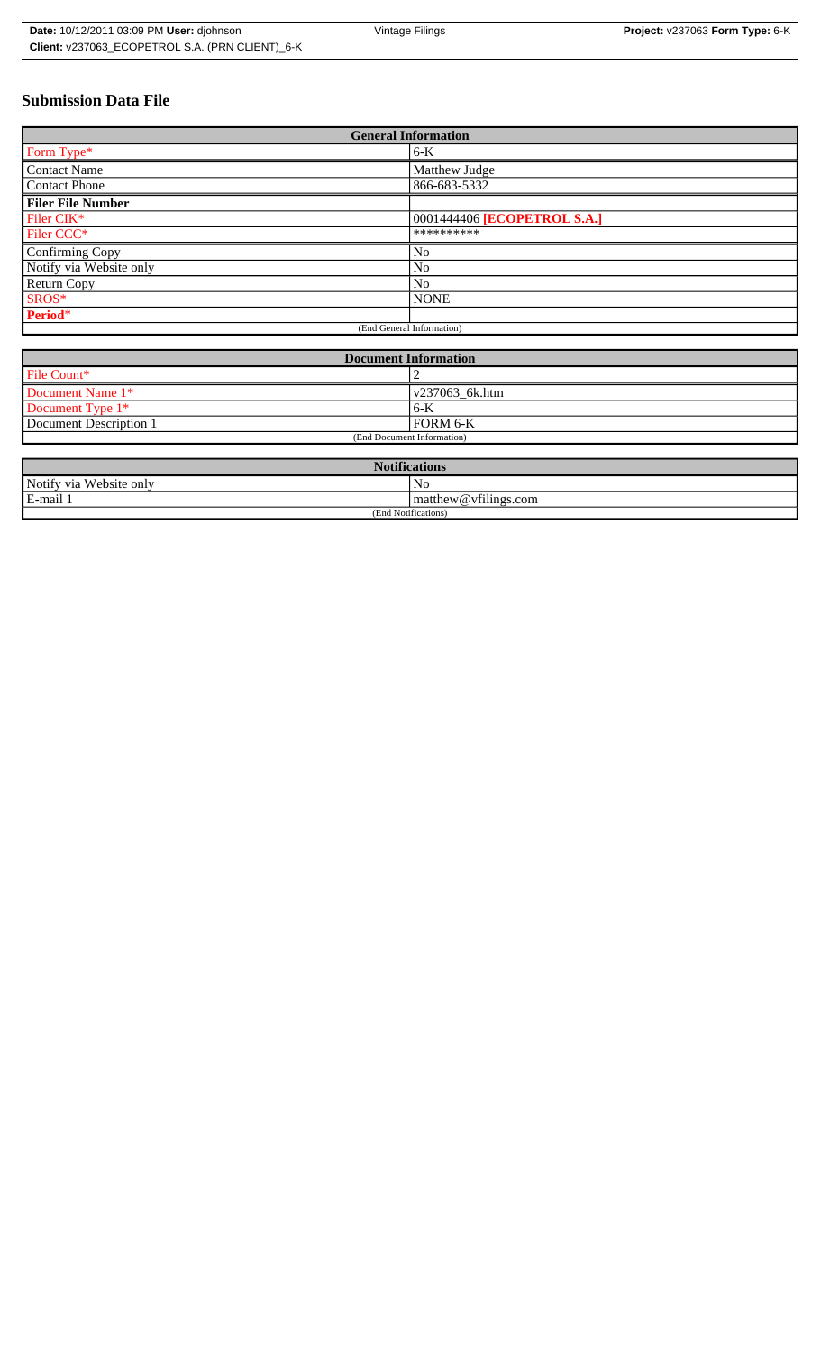# Submission Data File

| General Information | |
|---|---|
| Form Type* | 6-K |
| Contact Name | Matthew Judge |
| Contact Phone | 866-683-5332 |
| **Filer File Number** | |
| Filer CIK* | 0001444406 **[ECOPETROL S.A.]** |
| Filer CCC* | ********** |
| Confirming Copy | No |
| Notify via Website only | No |
| Return Copy | No |
| SROS* | NONE |
| **Period*** | |
| (End General Information) | |

| Document Information | |
|---|---|
| File Count* | 2 |
| Document Name 1* | v237063_6k.htm |
| Document Type 1* | 6-K |
| Document Description 1 | FORM 6-K |
| (End Document Information) | |

| Notifications | |
|---|---|
| Notify via Website only | No |
| E-mail 1 | matthew@vfilings.com |
| (End Notifications) | |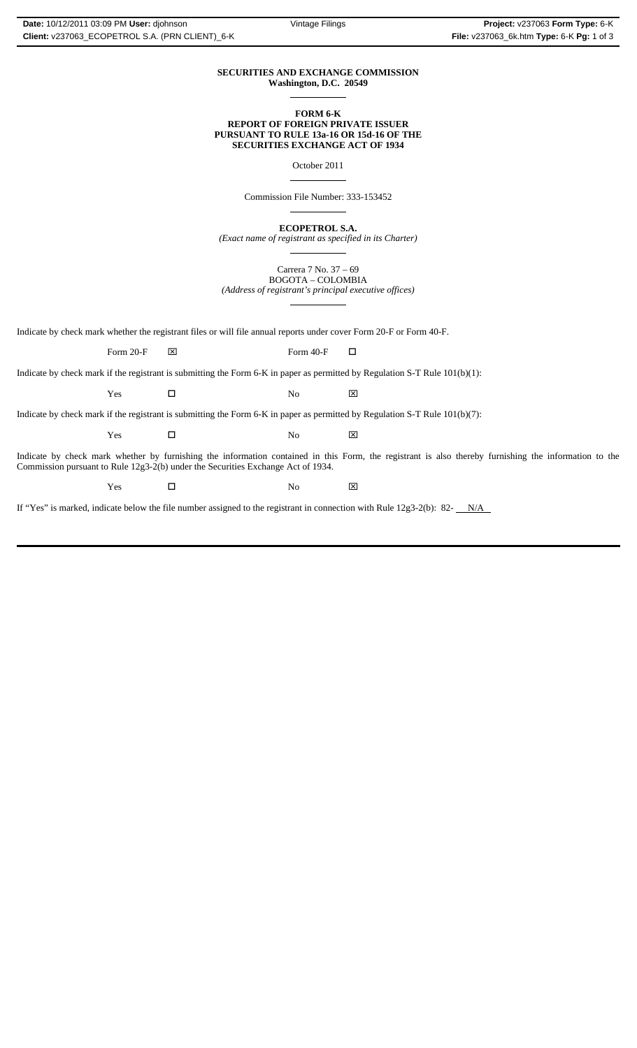**SECURITIES AND EXCHANGE COMMISSION**
**Washington, D.C. 20549**

---

**FORM 6-K**
**REPORT OF FOREIGN PRIVATE ISSUER**
**PURSUANT TO RULE 13a-16 OR 15d-16 OF THE**
**SECURITIES EXCHANGE ACT OF 1934**

October 2011

---

Commission File Number: 333-153452

---

**ECOPETROL S.A.**
*(Exact name of registrant as specified in its Charter)*

---

Carrera 7 No. 37 – 69
BOGOTA – COLOMBIA
*(Address of registrant's principal executive offices)*

---

Indicate by check mark whether the registrant files or will file annual reports under cover Form 20-F or Form 40-F.

Form 20-F ☒ Form 40-F ☐

Indicate by check mark if the registrant is submitting the Form 6-K in paper as permitted by Regulation S-T Rule 101(b)(1):

Yes ☐ No ☒

Indicate by check mark if the registrant is submitting the Form 6-K in paper as permitted by Regulation S-T Rule 101(b)(7):

Yes ☐ No ☒

Indicate by check mark whether by furnishing the information contained in this Form, the registrant is also thereby furnishing the information to the Commission pursuant to Rule 12g3-2(b) under the Securities Exchange Act of 1934.

Yes ☐ No ☒

If "Yes" is marked, indicate below the file number assigned to the registrant in connection with Rule 12g3-2(b): 82- N/A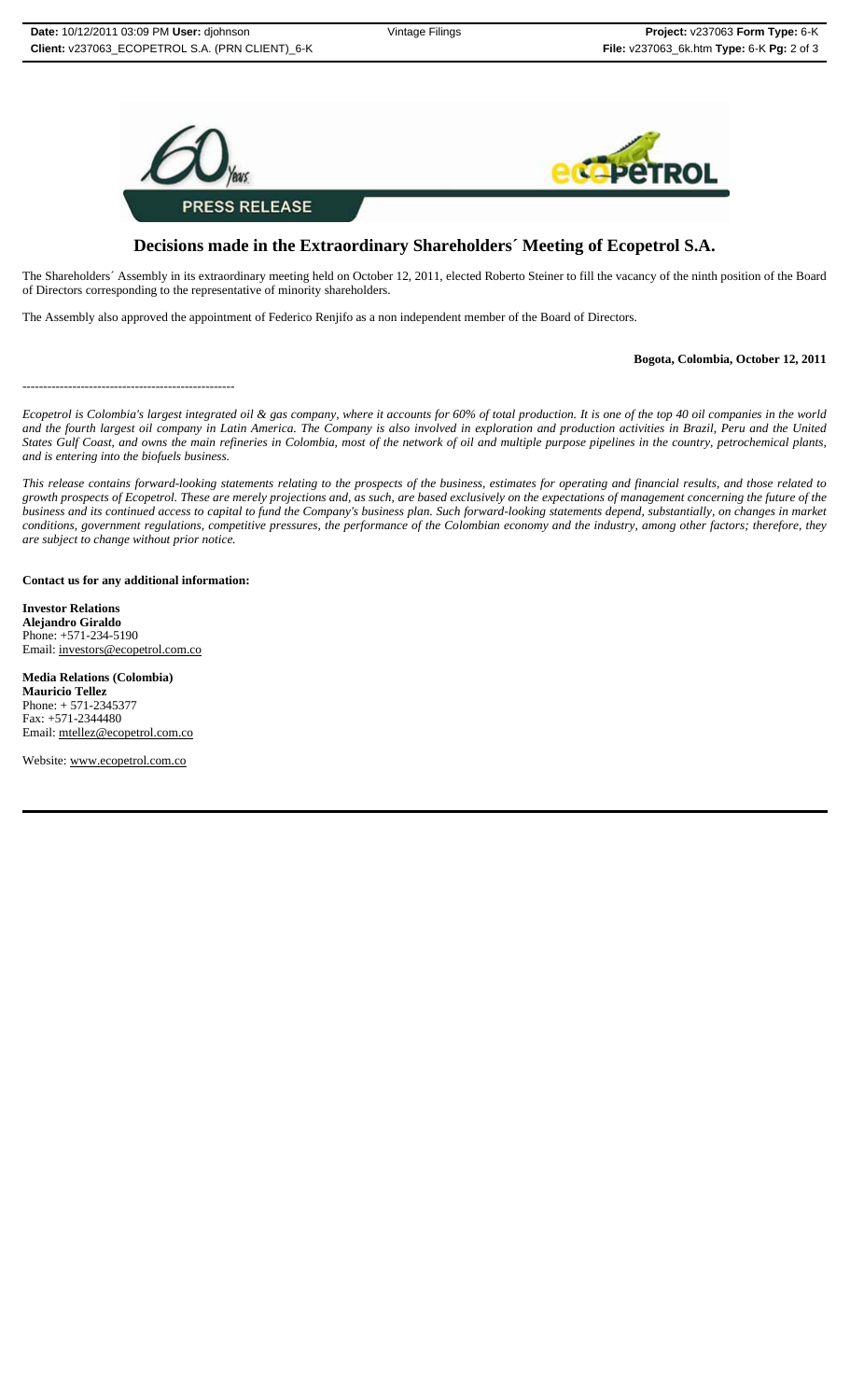PRESS RELEASE

# Decisions made in the Extraordinary Shareholders´ Meeting of Ecopetrol S.A.

The Shareholders´ Assembly in its extraordinary meeting held on October 12, 2011, elected Roberto Steiner to fill the vacancy of the ninth position of the Board of Directors corresponding to the representative of minority shareholders.

The Assembly also approved the appointment of Federico Renjifo as a non independent member of the Board of Directors.

**Bogota, Colombia, October 12, 2011**

---------------------------------------------------

*Ecopetrol is Colombia's largest integrated oil & gas company, where it accounts for 60% of total production. It is one of the top 40 oil companies in the world and the fourth largest oil company in Latin America. The Company is also involved in exploration and production activities in Brazil, Peru and the United States Gulf Coast, and owns the main refineries in Colombia, most of the network of oil and multiple purpose pipelines in the country, petrochemical plants, and is entering into the biofuels business.*

*This release contains forward-looking statements relating to the prospects of the business, estimates for operating and financial results, and those related to growth prospects of Ecopetrol. These are merely projections and, as such, are based exclusively on the expectations of management concerning the future of the business and its continued access to capital to fund the Company's business plan. Such forward-looking statements depend, substantially, on changes in market conditions, government regulations, competitive pressures, the performance of the Colombian economy and the industry, among other factors; therefore, they are subject to change without prior notice.*

**Contact us for any additional information:**

**Investor Relations**
**Alejandro Giraldo**
Phone: +571-234-5190
Email: investors@ecopetrol.com.co

**Media Relations (Colombia)**
**Mauricio Tellez**
Phone: + 571-2345377
Fax: +571-2344480
Email: mtellez@ecopetrol.com.co

Website: www.ecopetrol.com.co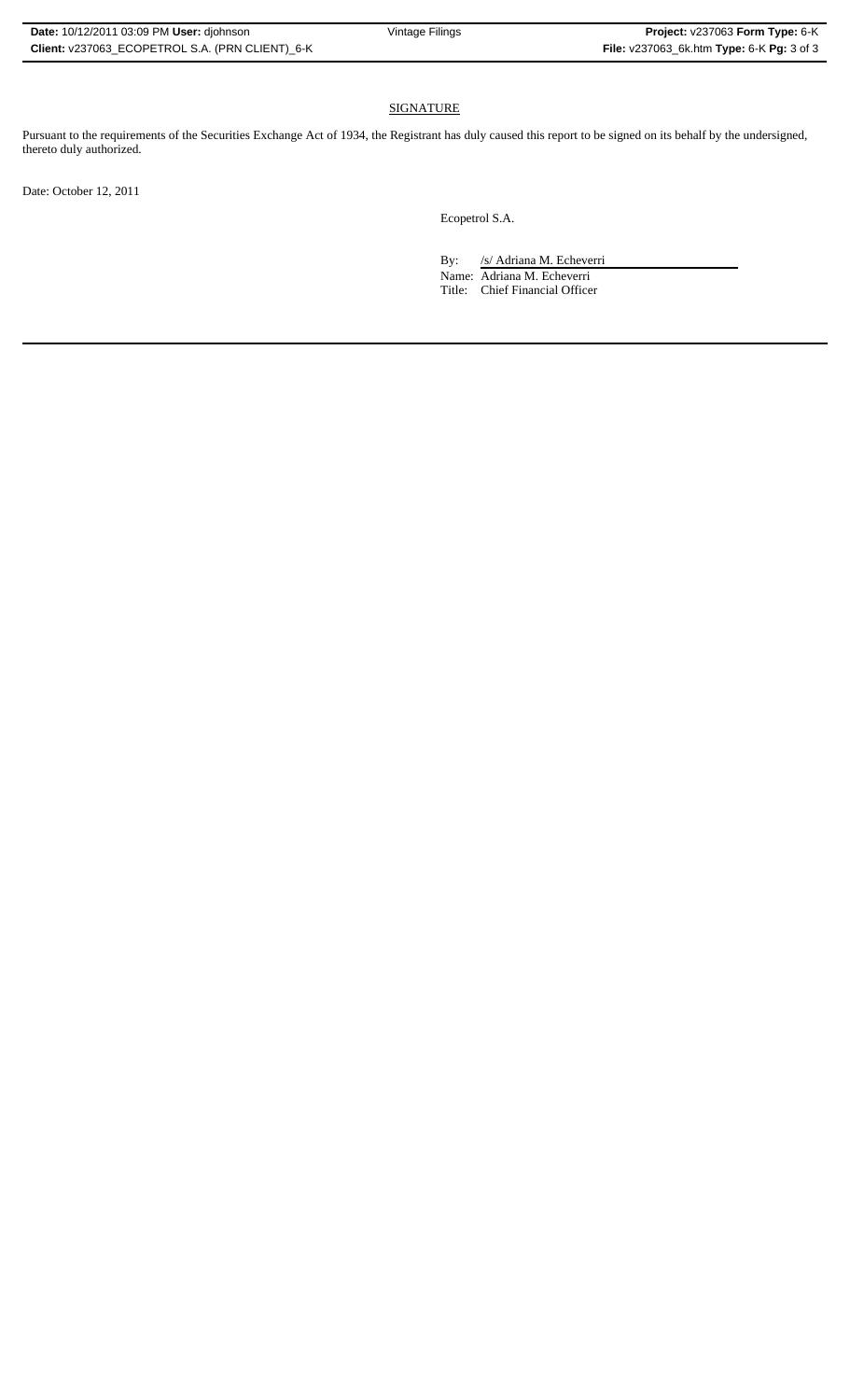## SIGNATURE

Pursuant to the requirements of the Securities Exchange Act of 1934, the Registrant has duly caused this report to be signed on its behalf by the undersigned, thereto duly authorized.

Date: October 12, 2011

Ecopetrol S.A.

By: /s/ Adriana M. Echeverri

Name: Adriana M. Echeverri

Title: Chief Financial Officer